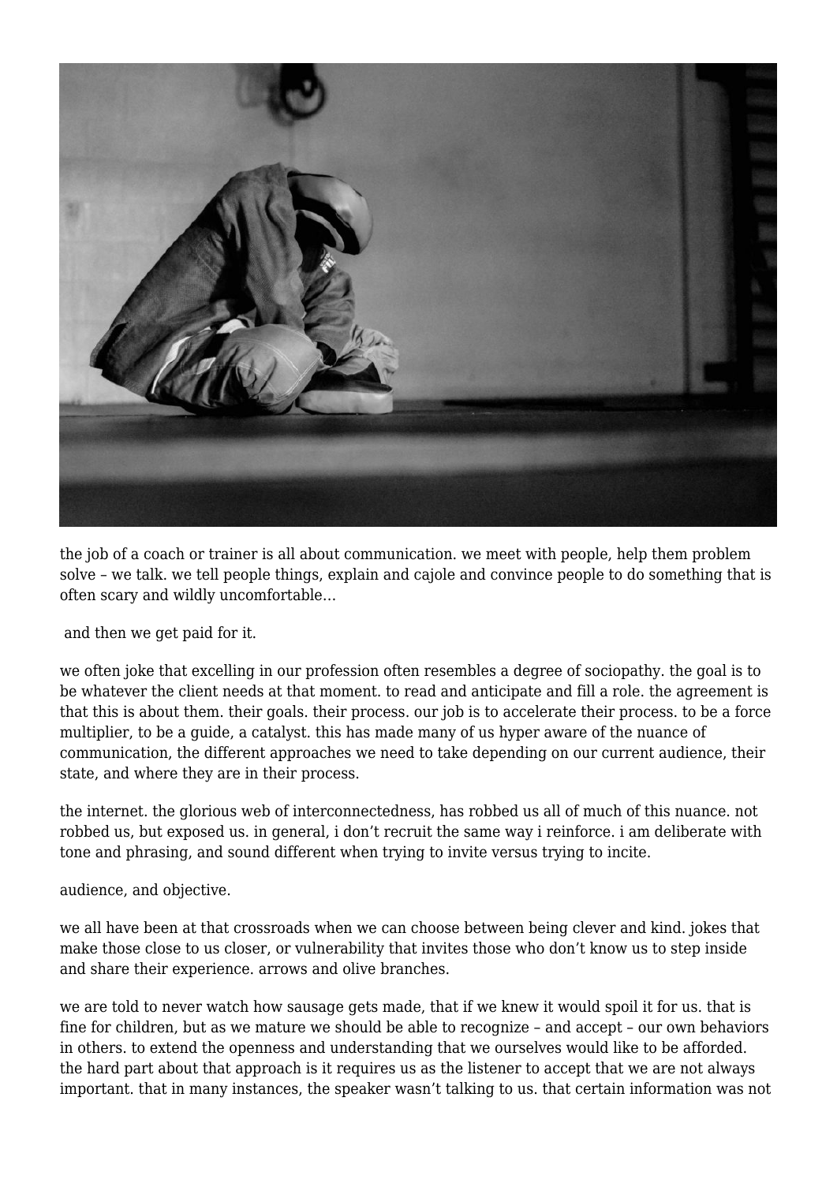the job of a coach or trainer is all about communication. we meet with people, help them problem solve – we talk. we tell people things, explain and cajole and convince people to do something that is often scary and wildly uncomfortable…

and then we get paid for it.

we often joke that excelling in our profession often resembles a degree of sociopathy. the goal is to be whatever the client needs at that moment. to read and anticipate and fill a role. the agreement is that this is about them. their goals. their process. our job is to accelerate their process. to be a force multiplier, to be a guide, a catalyst. this has made many of us hyper aware of the nuance of communication, the different approaches we need to take depending on our current audience, their state, and where they are in their process.

the internet. the glorious web of interconnectedness, has robbed us all of much of this nuance. not robbed us, but exposed us. in general, i don't recruit the same way i reinforce. i am deliberate with tone and phrasing, and sound different when trying to invite versus trying to incite.

audience, and objective.

we all have been at that crossroads when we can choose between being clever and kind. jokes that make those close to us closer, or vulnerability that invites those who don't know us to step inside and share their experience. arrows and olive branches.

we are told to never watch how sausage gets made, that if we knew it would spoil it for us. that is fine for children, but as we mature we should be able to recognize – and accept – our own behaviors in others. to extend the openness and understanding that we ourselves would like to be afforded. the hard part about that approach is it requires us as the listener to accept that we are not always important. that in many instances, the speaker wasn't talking to us. that certain information was not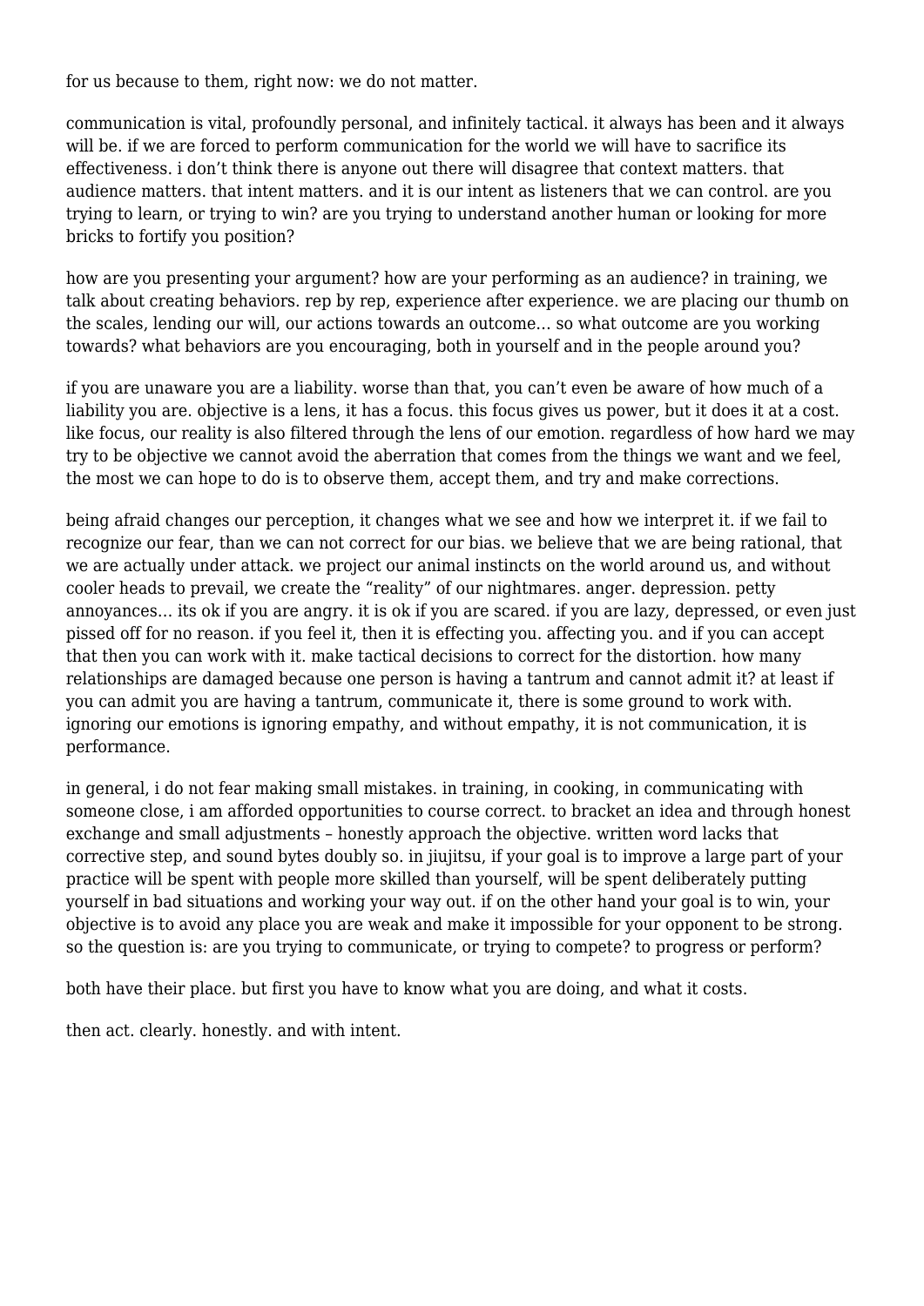for us because to them, right now: we do not matter.

communication is vital, profoundly personal, and infinitely tactical. it always has been and it always will be. if we are forced to perform communication for the world we will have to sacrifice its effectiveness. i don't think there is anyone out there will disagree that context matters. that audience matters. that intent matters. and it is our intent as listeners that we can control. are you trying to learn, or trying to win? are you trying to understand another human or looking for more bricks to fortify you position?

how are you presenting your argument? how are your performing as an audience? in training, we talk about creating behaviors. rep by rep, experience after experience. we are placing our thumb on the scales, lending our will, our actions towards an outcome… so what outcome are you working towards? what behaviors are you encouraging, both in yourself and in the people around you?

if you are unaware you are a liability. worse than that, you can't even be aware of how much of a liability you are. objective is a lens, it has a focus. this focus gives us power, but it does it at a cost. like focus, our reality is also filtered through the lens of our emotion. regardless of how hard we may try to be objective we cannot avoid the aberration that comes from the things we want and we feel, the most we can hope to do is to observe them, accept them, and try and make corrections.

being afraid changes our perception, it changes what we see and how we interpret it. if we fail to recognize our fear, than we can not correct for our bias. we believe that we are being rational, that we are actually under attack. we project our animal instincts on the world around us, and without cooler heads to prevail, we create the "reality" of our nightmares. anger. depression. petty annoyances… its ok if you are angry. it is ok if you are scared. if you are lazy, depressed, or even just pissed off for no reason. if you feel it, then it is effecting you. affecting you. and if you can accept that then you can work with it. make tactical decisions to correct for the distortion. how many relationships are damaged because one person is having a tantrum and cannot admit it? at least if you can admit you are having a tantrum, communicate it, there is some ground to work with. ignoring our emotions is ignoring empathy, and without empathy, it is not communication, it is performance.

in general, i do not fear making small mistakes. in training, in cooking, in communicating with someone close, i am afforded opportunities to course correct. to bracket an idea and through honest exchange and small adjustments – honestly approach the objective. written word lacks that corrective step, and sound bytes doubly so. in jiujitsu, if your goal is to improve a large part of your practice will be spent with people more skilled than yourself, will be spent deliberately putting yourself in bad situations and working your way out. if on the other hand your goal is to win, your objective is to avoid any place you are weak and make it impossible for your opponent to be strong. so the question is: are you trying to communicate, or trying to compete? to progress or perform?

both have their place. but first you have to know what you are doing, and what it costs.

then act. clearly. honestly. and with intent.